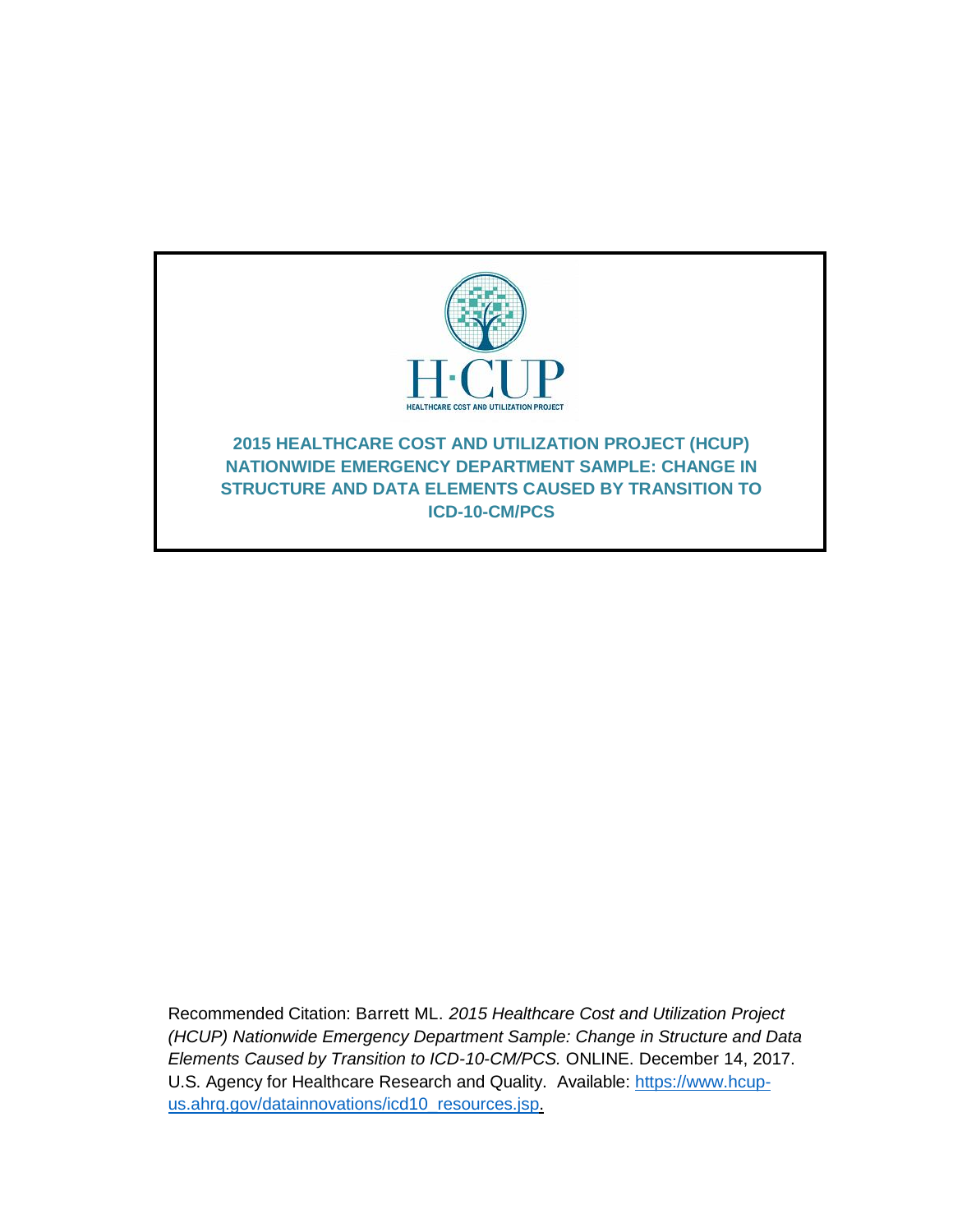H·CUP

HEALTHCARE COST AND UTILIZATION PROJECT

# 2015 HEALTHCARE COST AND UTILIZATION PROJECT (HCUP) NATIONWIDE EMERGENCY DEPARTMENT SAMPLE: CHANGE IN STRUCTURE AND DATA ELEMENTS CAUSED BY TRANSITION TO ICD-10-CM/PCS

Recommended Citation: Barrett ML. *2015 Healthcare Cost and Utilization Project (HCUP) Nationwide Emergency Department Sample: Change in Structure and Data Elements Caused by Transition to ICD-10-CM/PCS.* ONLINE. December 14, 2017. U.S. Agency for Healthcare Research and Quality. Available: [https://www.hcup-us.ahrq.gov/datainnovations/icd10_resources.jsp](https://www.hcup-us.ahrq.gov/datainnovations/icd10_resources.jsp).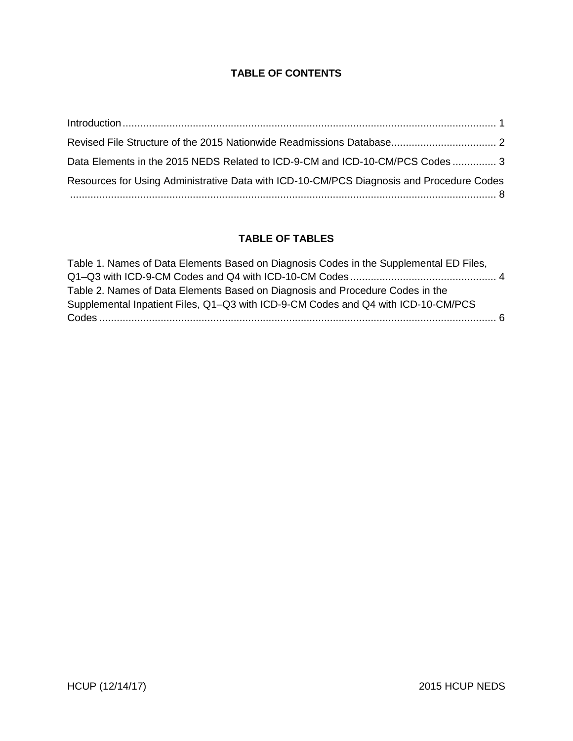## TABLE OF CONTENTS

Introduction ............................................................................................................................ 1

Revised File Structure of the 2015 Nationwide Readmissions Database.................................... 2

Data Elements in the 2015 NEDS Related to ICD-9-CM and ICD-10-CM/PCS Codes ............... 3

Resources for Using Administrative Data with ICD-10-CM/PCS Diagnosis and Procedure Codes ................................................................................................................................................ 8

## TABLE OF TABLES

Table 1. Names of Data Elements Based on Diagnosis Codes in the Supplemental ED Files, Q1–Q3 with ICD-9-CM Codes and Q4 with ICD-10-CM Codes .................................................. 4

Table 2. Names of Data Elements Based on Diagnosis and Procedure Codes in the Supplemental Inpatient Files, Q1–Q3 with ICD-9-CM Codes and Q4 with ICD-10-CM/PCS Codes ....................................................................................................................................... 6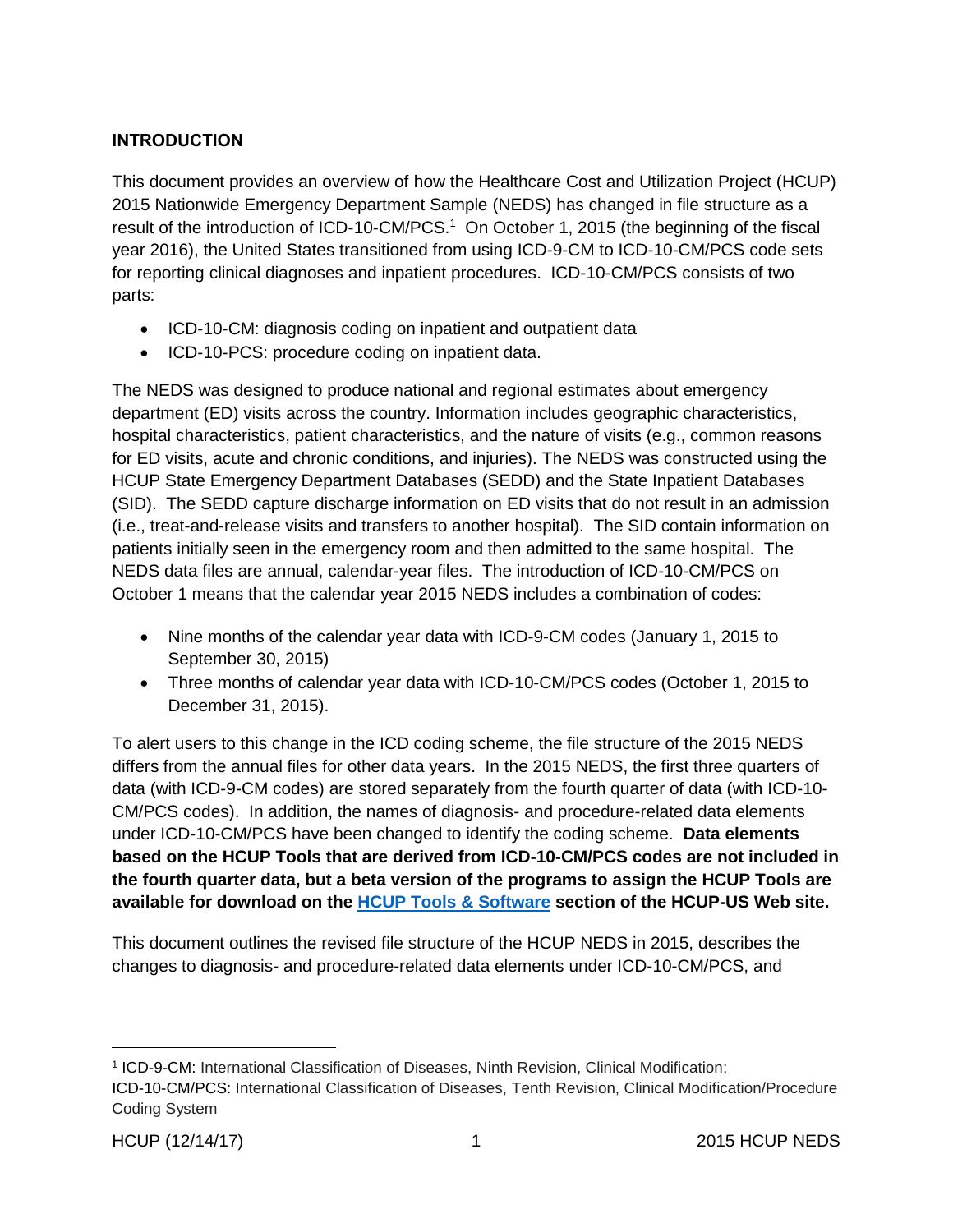## INTRODUCTION

This document provides an overview of how the Healthcare Cost and Utilization Project (HCUP) 2015 Nationwide Emergency Department Sample (NEDS) has changed in file structure as a result of the introduction of ICD-10-CM/PCS.[1] On October 1, 2015 (the beginning of the fiscal year 2016), the United States transitioned from using ICD-9-CM to ICD-10-CM/PCS code sets for reporting clinical diagnoses and inpatient procedures. ICD-10-CM/PCS consists of two parts:

- ICD-10-CM: diagnosis coding on inpatient and outpatient data
- ICD-10-PCS: procedure coding on inpatient data.

The NEDS was designed to produce national and regional estimates about emergency department (ED) visits across the country. Information includes geographic characteristics, hospital characteristics, patient characteristics, and the nature of visits (e.g., common reasons for ED visits, acute and chronic conditions, and injuries). The NEDS was constructed using the HCUP State Emergency Department Databases (SEDD) and the State Inpatient Databases (SID). The SEDD capture discharge information on ED visits that do not result in an admission (i.e., treat-and-release visits and transfers to another hospital). The SID contain information on patients initially seen in the emergency room and then admitted to the same hospital. The NEDS data files are annual, calendar-year files. The introduction of ICD-10-CM/PCS on October 1 means that the calendar year 2015 NEDS includes a combination of codes:

- Nine months of the calendar year data with ICD-9-CM codes (January 1, 2015 to September 30, 2015)
- Three months of calendar year data with ICD-10-CM/PCS codes (October 1, 2015 to December 31, 2015).

To alert users to this change in the ICD coding scheme, the file structure of the 2015 NEDS differs from the annual files for other data years. In the 2015 NEDS, the first three quarters of data (with ICD-9-CM codes) are stored separately from the fourth quarter of data (with ICD-10-CM/PCS codes). In addition, the names of diagnosis- and procedure-related data elements under ICD-10-CM/PCS have been changed to identify the coding scheme. **Data elements based on the HCUP Tools that are derived from ICD-10-CM/PCS codes are not included in the fourth quarter data, but a beta version of the programs to assign the HCUP Tools are available for download on the HCUP Tools & Software section of the HCUP-US Web site.**

This document outlines the revised file structure of the HCUP NEDS in 2015, describes the changes to diagnosis- and procedure-related data elements under ICD-10-CM/PCS, and

[1] ICD-9-CM: International Classification of Diseases, Ninth Revision, Clinical Modification; ICD-10-CM/PCS: International Classification of Diseases, Tenth Revision, Clinical Modification/Procedure Coding System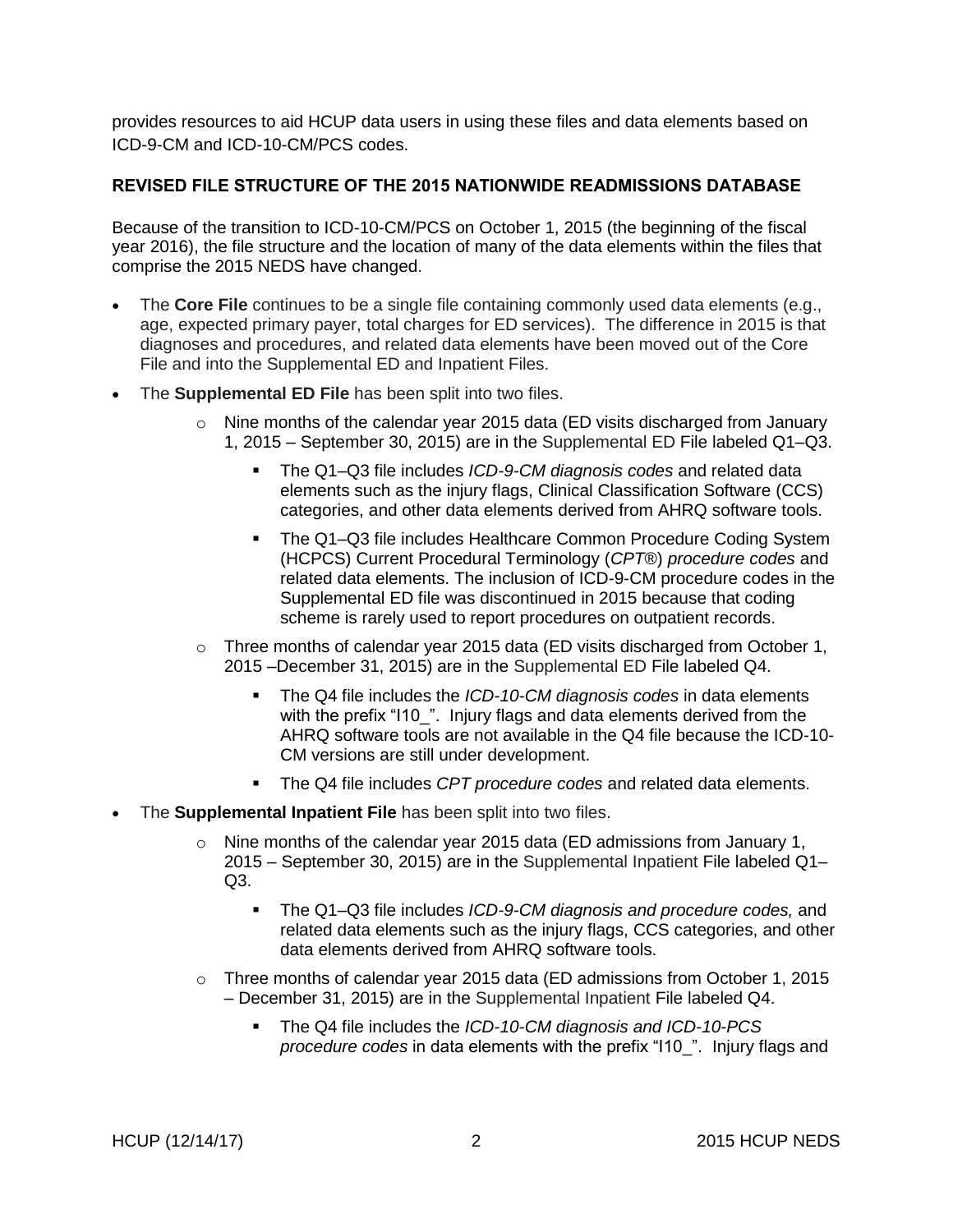provides resources to aid HCUP data users in using these files and data elements based on ICD-9-CM and ICD-10-CM/PCS codes.

## REVISED FILE STRUCTURE OF THE 2015 NATIONWIDE READMISSIONS DATABASE

Because of the transition to ICD-10-CM/PCS on October 1, 2015 (the beginning of the fiscal year 2016), the file structure and the location of many of the data elements within the files that comprise the 2015 NEDS have changed.

- The **Core File** continues to be a single file containing commonly used data elements (e.g., age, expected primary payer, total charges for ED services). The difference in 2015 is that diagnoses and procedures, and related data elements have been moved out of the Core File and into the Supplemental ED and Inpatient Files.
- The **Supplemental ED File** has been split into two files.
  - Nine months of the calendar year 2015 data (ED visits discharged from January 1, 2015 – September 30, 2015) are in the Supplemental ED File labeled Q1–Q3.
    - The Q1–Q3 file includes *ICD-9-CM diagnosis codes* and related data elements such as the injury flags, Clinical Classification Software (CCS) categories, and other data elements derived from AHRQ software tools.
    - The Q1–Q3 file includes Healthcare Common Procedure Coding System (HCPCS) Current Procedural Terminology (*CPT®*) *procedure codes* and related data elements. The inclusion of ICD-9-CM procedure codes in the Supplemental ED file was discontinued in 2015 because that coding scheme is rarely used to report procedures on outpatient records.
  - Three months of calendar year 2015 data (ED visits discharged from October 1, 2015 –December 31, 2015) are in the Supplemental ED File labeled Q4.
    - The Q4 file includes the *ICD-10-CM diagnosis codes* in data elements with the prefix "I10_". Injury flags and data elements derived from the AHRQ software tools are not available in the Q4 file because the ICD-10-CM versions are still under development.
    - The Q4 file includes *CPT procedure codes* and related data elements.
- The **Supplemental Inpatient File** has been split into two files.
  - Nine months of the calendar year 2015 data (ED admissions from January 1, 2015 – September 30, 2015) are in the Supplemental Inpatient File labeled Q1–Q3.
    - The Q1–Q3 file includes *ICD-9-CM diagnosis and procedure codes,* and related data elements such as the injury flags, CCS categories, and other data elements derived from AHRQ software tools.
  - Three months of calendar year 2015 data (ED admissions from October 1, 2015 – December 31, 2015) are in the Supplemental Inpatient File labeled Q4.
    - The Q4 file includes the *ICD-10-CM diagnosis and ICD-10-PCS procedure codes* in data elements with the prefix "I10_". Injury flags and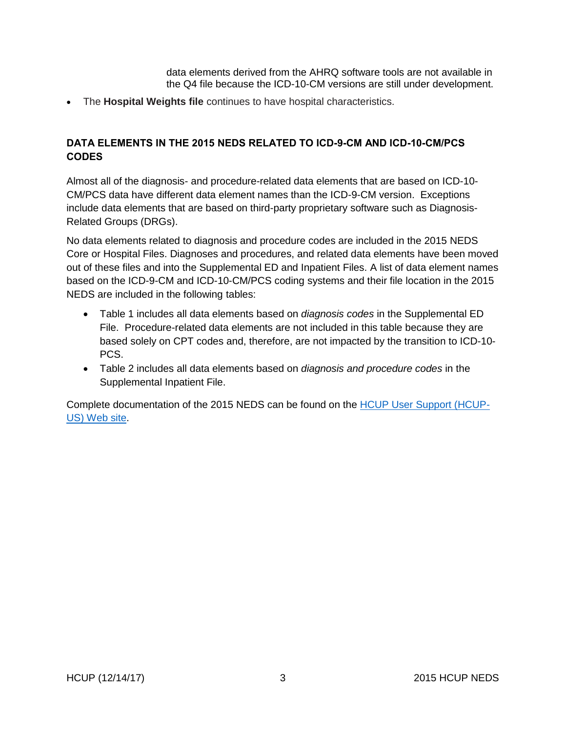data elements derived from the AHRQ software tools are not available in the Q4 file because the ICD-10-CM versions are still under development.

- The **Hospital Weights file** continues to have hospital characteristics.

## DATA ELEMENTS IN THE 2015 NEDS RELATED TO ICD-9-CM AND ICD-10-CM/PCS CODES

Almost all of the diagnosis- and procedure-related data elements that are based on ICD-10-CM/PCS data have different data element names than the ICD-9-CM version. Exceptions include data elements that are based on third-party proprietary software such as Diagnosis-Related Groups (DRGs).

No data elements related to diagnosis and procedure codes are included in the 2015 NEDS Core or Hospital Files. Diagnoses and procedures, and related data elements have been moved out of these files and into the Supplemental ED and Inpatient Files. A list of data element names based on the ICD-9-CM and ICD-10-CM/PCS coding systems and their file location in the 2015 NEDS are included in the following tables:

- Table 1 includes all data elements based on *diagnosis codes* in the Supplemental ED File. Procedure-related data elements are not included in this table because they are based solely on CPT codes and, therefore, are not impacted by the transition to ICD-10-PCS.
- Table 2 includes all data elements based on *diagnosis and procedure codes* in the Supplemental Inpatient File.

Complete documentation of the 2015 NEDS can be found on the HCUP User Support (HCUP-US) Web site.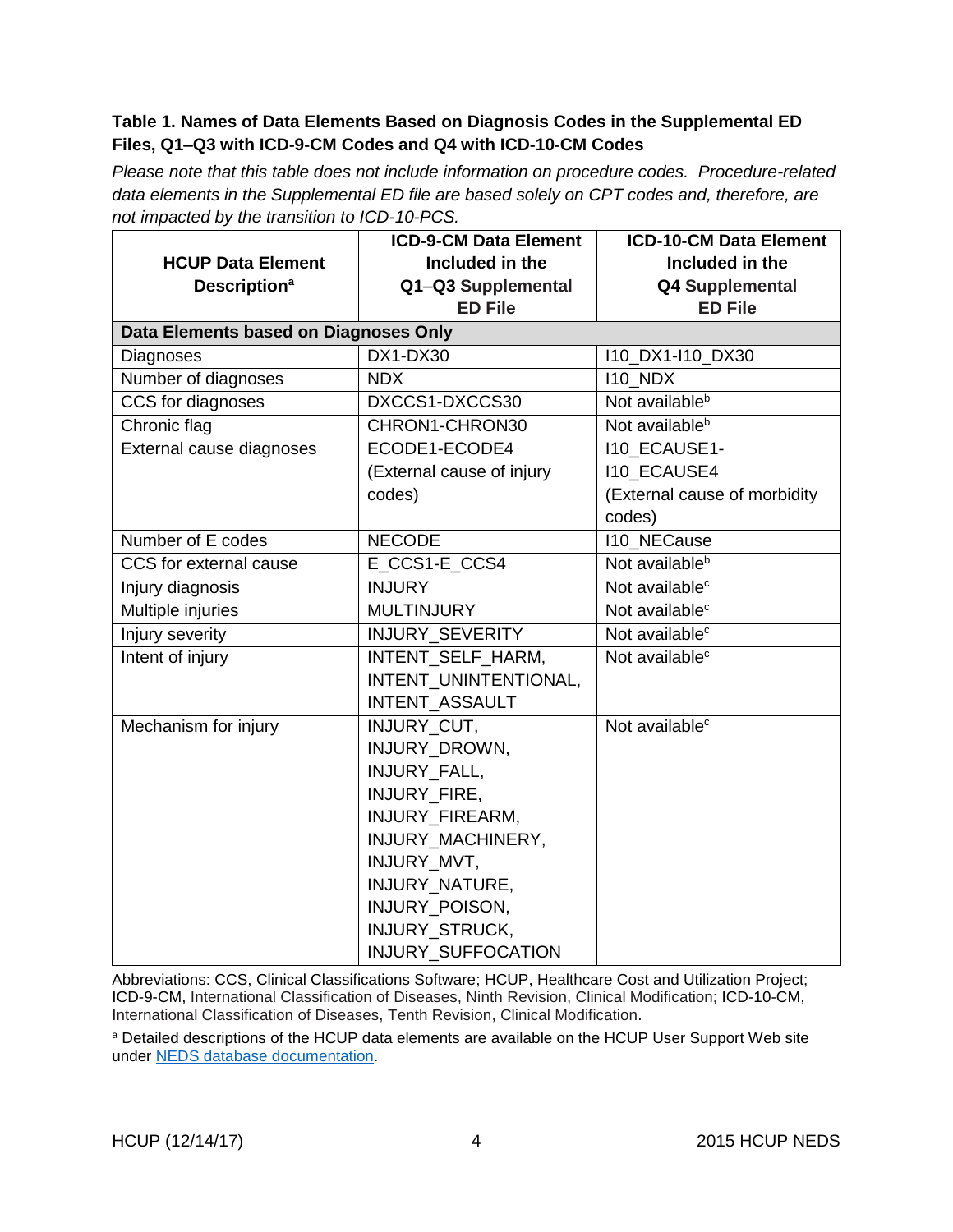**Table 1. Names of Data Elements Based on Diagnosis Codes in the Supplemental ED Files, Q1–Q3 with ICD-9-CM Codes and Q4 with ICD-10-CM Codes**

*Please note that this table does not include information on procedure codes. Procedure-related data elements in the Supplemental ED file are based solely on CPT codes and, therefore, are not impacted by the transition to ICD-10-PCS.*

| HCUP Data Element Description[a] | ICD-9-CM Data Element Included in the Q1–Q3 Supplemental ED File | ICD-10-CM Data Element Included in the Q4 Supplemental ED File |
|---|---|---|
| **Data Elements based on Diagnoses Only** | | |
| Diagnoses | DX1-DX30 | I10_DX1-I10_DX30 |
| Number of diagnoses | NDX | I10_NDX |
| CCS for diagnoses | DXCCS1-DXCCS30 | Not available[b] |
| Chronic flag | CHRON1-CHRON30 | Not available[b] |
| External cause diagnoses | ECODE1-ECODE4 (External cause of injury codes) | I10_ECAUSE1-I10_ECAUSE4 (External cause of morbidity codes) |
| Number of E codes | NECODE | I10_NECause |
| CCS for external cause | E_CCS1-E_CCS4 | Not available[b] |
| Injury diagnosis | INJURY | Not available[c] |
| Multiple injuries | MULTINJURY | Not available[c] |
| Injury severity | INJURY_SEVERITY | Not available[c] |
| Intent of injury | INTENT_SELF_HARM, INTENT_UNINTENTIONAL, INTENT_ASSAULT | Not available[c] |
| Mechanism for injury | INJURY_CUT, INJURY_DROWN, INJURY_FALL, INJURY_FIRE, INJURY_FIREARM, INJURY_MACHINERY, INJURY_MVT, INJURY_NATURE, INJURY_POISON, INJURY_STRUCK, INJURY_SUFFOCATION | Not available[c] |

Abbreviations: CCS, Clinical Classifications Software; HCUP, Healthcare Cost and Utilization Project; ICD-9-CM, International Classification of Diseases, Ninth Revision, Clinical Modification; ICD-10-CM, International Classification of Diseases, Tenth Revision, Clinical Modification.

[a] Detailed descriptions of the HCUP data elements are available on the HCUP User Support Web site under NEDS database documentation.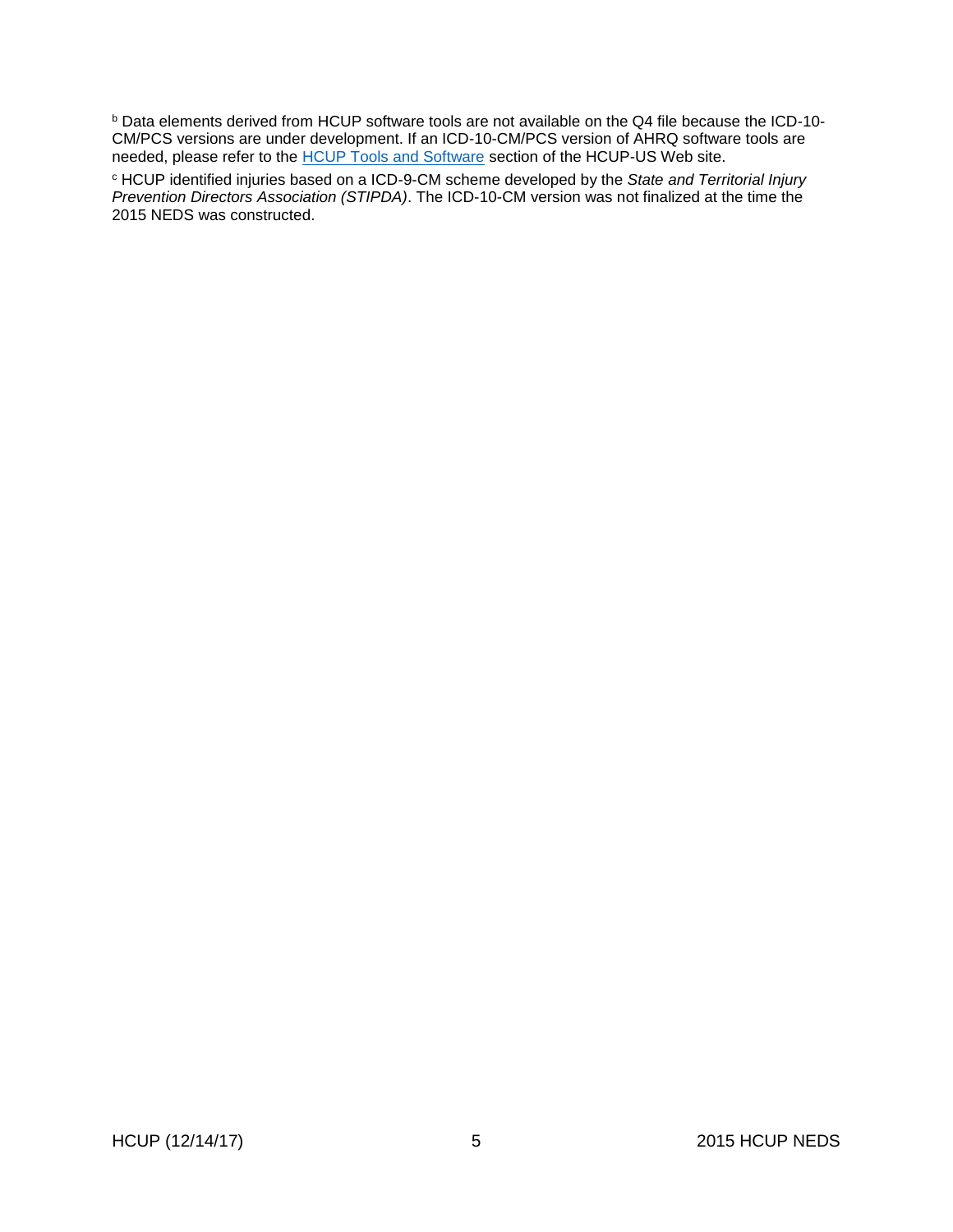[b] Data elements derived from HCUP software tools are not available on the Q4 file because the ICD-10-CM/PCS versions are under development. If an ICD-10-CM/PCS version of AHRQ software tools are needed, please refer to the [HCUP Tools and Software](#) section of the HCUP-US Web site.

[c] HCUP identified injuries based on a ICD-9-CM scheme developed by the *State and Territorial Injury Prevention Directors Association (STIPDA)*. The ICD-10-CM version was not finalized at the time the 2015 NEDS was constructed.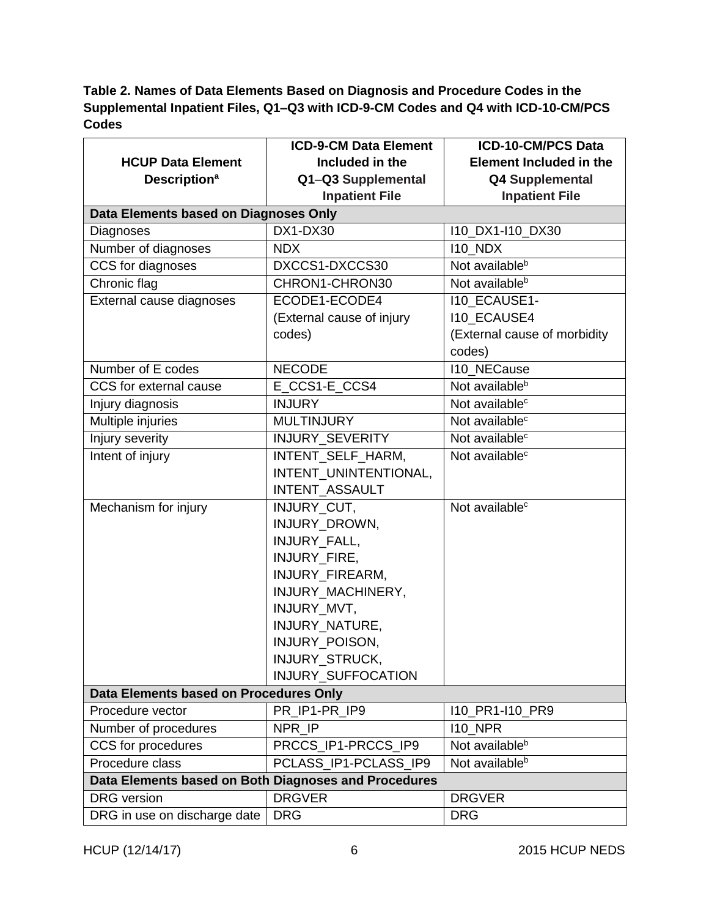**Table 2. Names of Data Elements Based on Diagnosis and Procedure Codes in the Supplemental Inpatient Files, Q1–Q3 with ICD-9-CM Codes and Q4 with ICD-10-CM/PCS Codes**

| HCUP Data Element Description[a] | ICD-9-CM Data Element Included in the Q1–Q3 Supplemental Inpatient File | ICD-10-CM/PCS Data Element Included in the Q4 Supplemental Inpatient File |
|---|---|---|
| **Data Elements based on Diagnoses Only** | | |
| Diagnoses | DX1-DX30 | I10_DX1-I10_DX30 |
| Number of diagnoses | NDX | I10_NDX |
| CCS for diagnoses | DXCCS1-DXCCS30 | Not available[b] |
| Chronic flag | CHRON1-CHRON30 | Not available[b] |
| External cause diagnoses | ECODE1-ECODE4 (External cause of injury codes) | I10_ECAUSE1-I10_ECAUSE4 (External cause of morbidity codes) |
| Number of E codes | NECODE | I10_NECause |
| CCS for external cause | E_CCS1-E_CCS4 | Not available[b] |
| Injury diagnosis | INJURY | Not available[c] |
| Multiple injuries | MULTINJURY | Not available[c] |
| Injury severity | INJURY_SEVERITY | Not available[c] |
| Intent of injury | INTENT_SELF_HARM, INTENT_UNINTENTIONAL, INTENT_ASSAULT | Not available[c] |
| Mechanism for injury | INJURY_CUT, INJURY_DROWN, INJURY_FALL, INJURY_FIRE, INJURY_FIREARM, INJURY_MACHINERY, INJURY_MVT, INJURY_NATURE, INJURY_POISON, INJURY_STRUCK, INJURY_SUFFOCATION | Not available[c] |
| **Data Elements based on Procedures Only** | | |
| Procedure vector | PR_IP1-PR_IP9 | I10_PR1-I10_PR9 |
| Number of procedures | NPR_IP | I10_NPR |
| CCS for procedures | PRCCS_IP1-PRCCS_IP9 | Not available[b] |
| Procedure class | PCLASS_IP1-PCLASS_IP9 | Not available[b] |
| **Data Elements based on Both Diagnoses and Procedures** | | |
| DRG version | DRGVER | DRGVER |
| DRG in use on discharge date | DRG | DRG |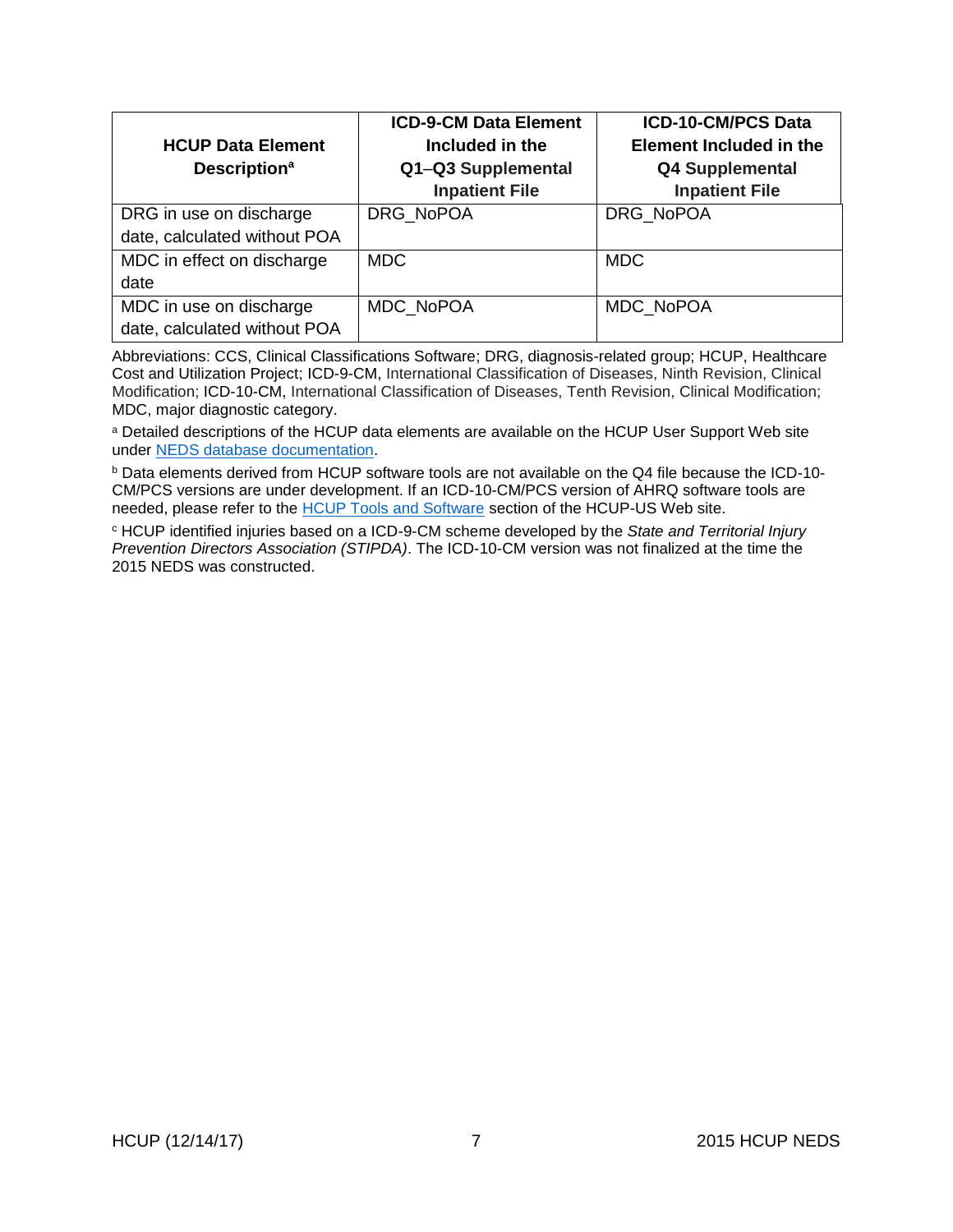| HCUP Data Element Description[a] | ICD-9-CM Data Element Included in the Q1–Q3 Supplemental Inpatient File | ICD-10-CM/PCS Data Element Included in the Q4 Supplemental Inpatient File |
|---|---|---|
| DRG in use on discharge date, calculated without POA | DRG_NoPOA | DRG_NoPOA |
| MDC in effect on discharge date | MDC | MDC |
| MDC in use on discharge date, calculated without POA | MDC_NoPOA | MDC_NoPOA |

Abbreviations: CCS, Clinical Classifications Software; DRG, diagnosis-related group; HCUP, Healthcare Cost and Utilization Project; ICD-9-CM, International Classification of Diseases, Ninth Revision, Clinical Modification; ICD-10-CM, International Classification of Diseases, Tenth Revision, Clinical Modification; MDC, major diagnostic category.

[a] Detailed descriptions of the HCUP data elements are available on the HCUP User Support Web site under NEDS database documentation.

[b] Data elements derived from HCUP software tools are not available on the Q4 file because the ICD-10-CM/PCS versions are under development. If an ICD-10-CM/PCS version of AHRQ software tools are needed, please refer to the HCUP Tools and Software section of the HCUP-US Web site.

[c] HCUP identified injuries based on a ICD-9-CM scheme developed by the *State and Territorial Injury Prevention Directors Association (STIPDA)*. The ICD-10-CM version was not finalized at the time the 2015 NEDS was constructed.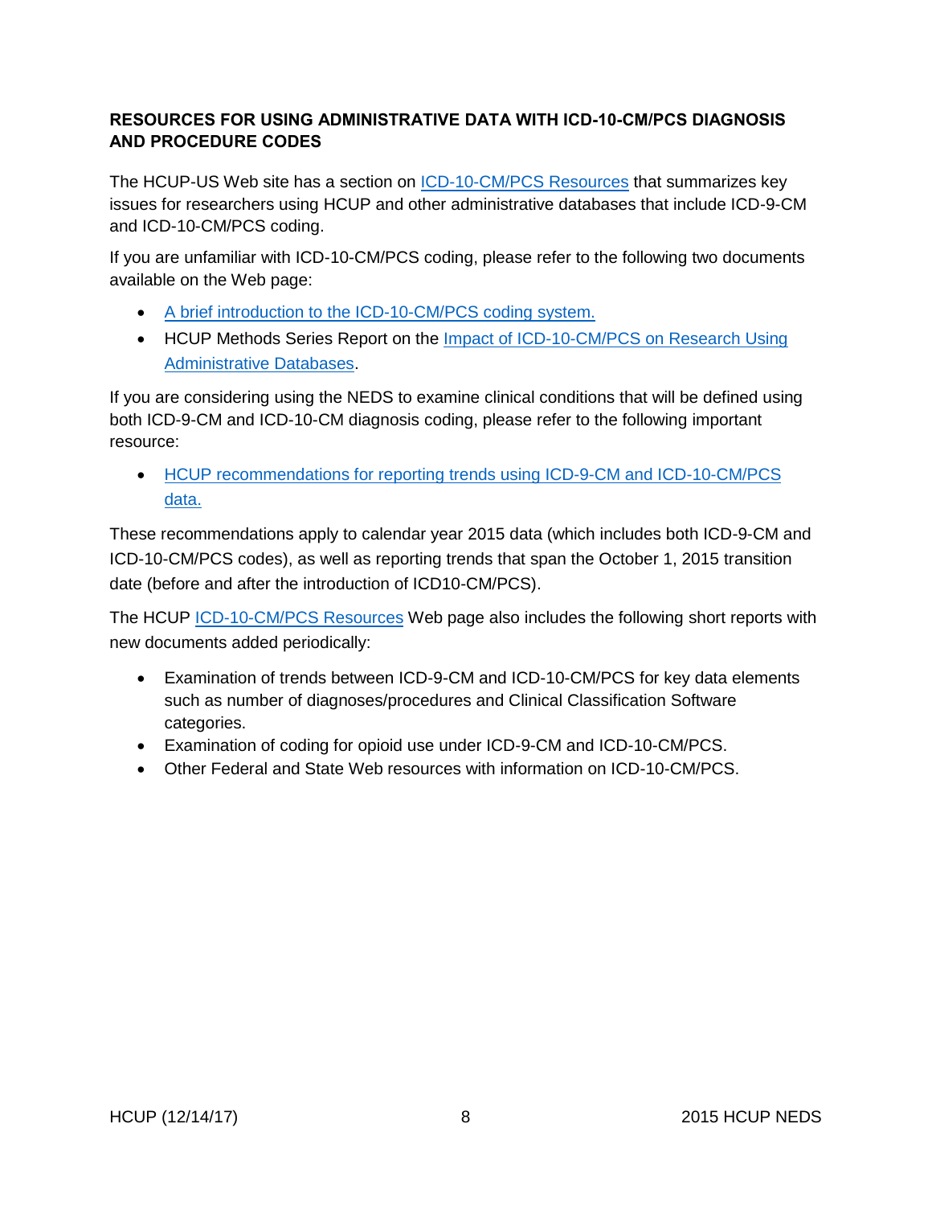## RESOURCES FOR USING ADMINISTRATIVE DATA WITH ICD-10-CM/PCS DIAGNOSIS AND PROCEDURE CODES

The HCUP-US Web site has a section on ICD-10-CM/PCS Resources that summarizes key issues for researchers using HCUP and other administrative databases that include ICD-9-CM and ICD-10-CM/PCS coding.

If you are unfamiliar with ICD-10-CM/PCS coding, please refer to the following two documents available on the Web page:

- A brief introduction to the ICD-10-CM/PCS coding system.
- HCUP Methods Series Report on the Impact of ICD-10-CM/PCS on Research Using Administrative Databases.

If you are considering using the NEDS to examine clinical conditions that will be defined using both ICD-9-CM and ICD-10-CM diagnosis coding, please refer to the following important resource:

- HCUP recommendations for reporting trends using ICD-9-CM and ICD-10-CM/PCS data.

These recommendations apply to calendar year 2015 data (which includes both ICD-9-CM and ICD-10-CM/PCS codes), as well as reporting trends that span the October 1, 2015 transition date (before and after the introduction of ICD10-CM/PCS).

The HCUP ICD-10-CM/PCS Resources Web page also includes the following short reports with new documents added periodically:

- Examination of trends between ICD-9-CM and ICD-10-CM/PCS for key data elements such as number of diagnoses/procedures and Clinical Classification Software categories.
- Examination of coding for opioid use under ICD-9-CM and ICD-10-CM/PCS.
- Other Federal and State Web resources with information on ICD-10-CM/PCS.